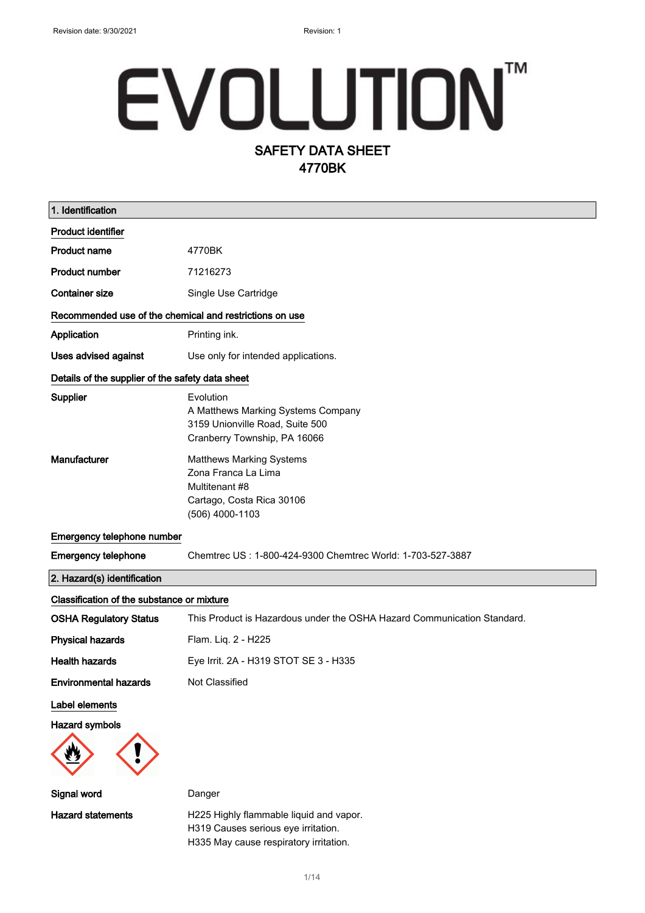Revision date: 9/30/2021 Revision: 1

# EVOLUTION™

## SAFETY DATA SHEET
## 4770BK

### 1. Identification

**Product identifier**

| | |
|---|---|
| **Product name** | 4770BK |
| **Product number** | 71216273 |
| **Container size** | Single Use Cartridge |

**Recommended use of the chemical and restrictions on use**

| | |
|---|---|
| **Application** | Printing ink. |
| **Uses advised against** | Use only for intended applications. |

**Details of the supplier of the safety data sheet**

| | |
|---|---|
| **Supplier** | Evolution<br>A Matthews Marking Systems Company<br>3159 Unionville Road, Suite 500<br>Cranberry Township, PA 16066 |
| **Manufacturer** | Matthews Marking Systems<br>Zona Franca La Lima<br>Multitenant #8<br>Cartago, Costa Rica 30106<br>(506) 4000-1103 |

**Emergency telephone number**

| | |
|---|---|
| **Emergency telephone** | Chemtrec US : 1-800-424-9300 Chemtrec World: 1-703-527-3887 |

### 2. Hazard(s) identification

**Classification of the substance or mixture**

| | |
|---|---|
| **OSHA Regulatory Status** | This Product is Hazardous under the OSHA Hazard Communication Standard. |
| **Physical hazards** | Flam. Liq. 2 - H225 |
| **Health hazards** | Eye Irrit. 2A - H319 STOT SE 3 - H335 |
| **Environmental hazards** | Not Classified |

**Label elements**

**Hazard symbols**

| | |
|---|---|
| **Signal word** | Danger |
| **Hazard statements** | H225 Highly flammable liquid and vapor.<br>H319 Causes serious eye irritation.<br>H335 May cause respiratory irritation. |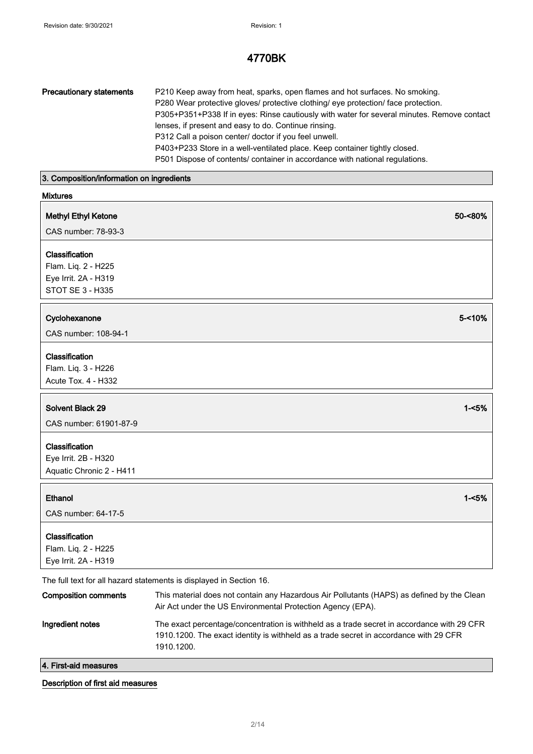| Precautionary statements | P210 Keep away from heat, sparks, open flames and hot surfaces. No smoking. P280 Wear protective gloves/ protective clothing/ eye protection/ face protection. P305+P351+P338 If in eyes: Rinse cautiously with water for several minutes. Remove contact lenses, if present and easy to do. Continue rinsing. P312 Call a poison center/ doctor if you feel unwell. P403+P233 Store in a well-ventilated place. Keep container tightly closed. P501 Dispose of contents/ container in accordance with national regulations. |
|---|---|

## 3. Composition/information on ingredients

### Mixtures

**Methyl Ethyl Ketone** 50-<80%

CAS number: 78-93-3

**Classification**
Flam. Liq. 2 - H225
Eye Irrit. 2A - H319
STOT SE 3 - H335

**Cyclohexanone** 5-<10%

CAS number: 108-94-1

**Classification**
Flam. Liq. 3 - H226
Acute Tox. 4 - H332

**Solvent Black 29** 1-<5%

CAS number: 61901-87-9

**Classification**
Eye Irrit. 2B - H320
Aquatic Chronic 2 - H411

**Ethanol** 1-<5%

CAS number: 64-17-5

**Classification**
Flam. Liq. 2 - H225
Eye Irrit. 2A - H319

The full text for all hazard statements is displayed in Section 16.

| Composition comments | This material does not contain any Hazardous Air Pollutants (HAPS) as defined by the Clean Air Act under the US Environmental Protection Agency (EPA). |
|---|---|
| Ingredient notes | The exact percentage/concentration is withheld as a trade secret in accordance with 29 CFR 1910.1200. The exact identity is withheld as a trade secret in accordance with 29 CFR 1910.1200. |

## 4. First-aid measures

### Description of first aid measures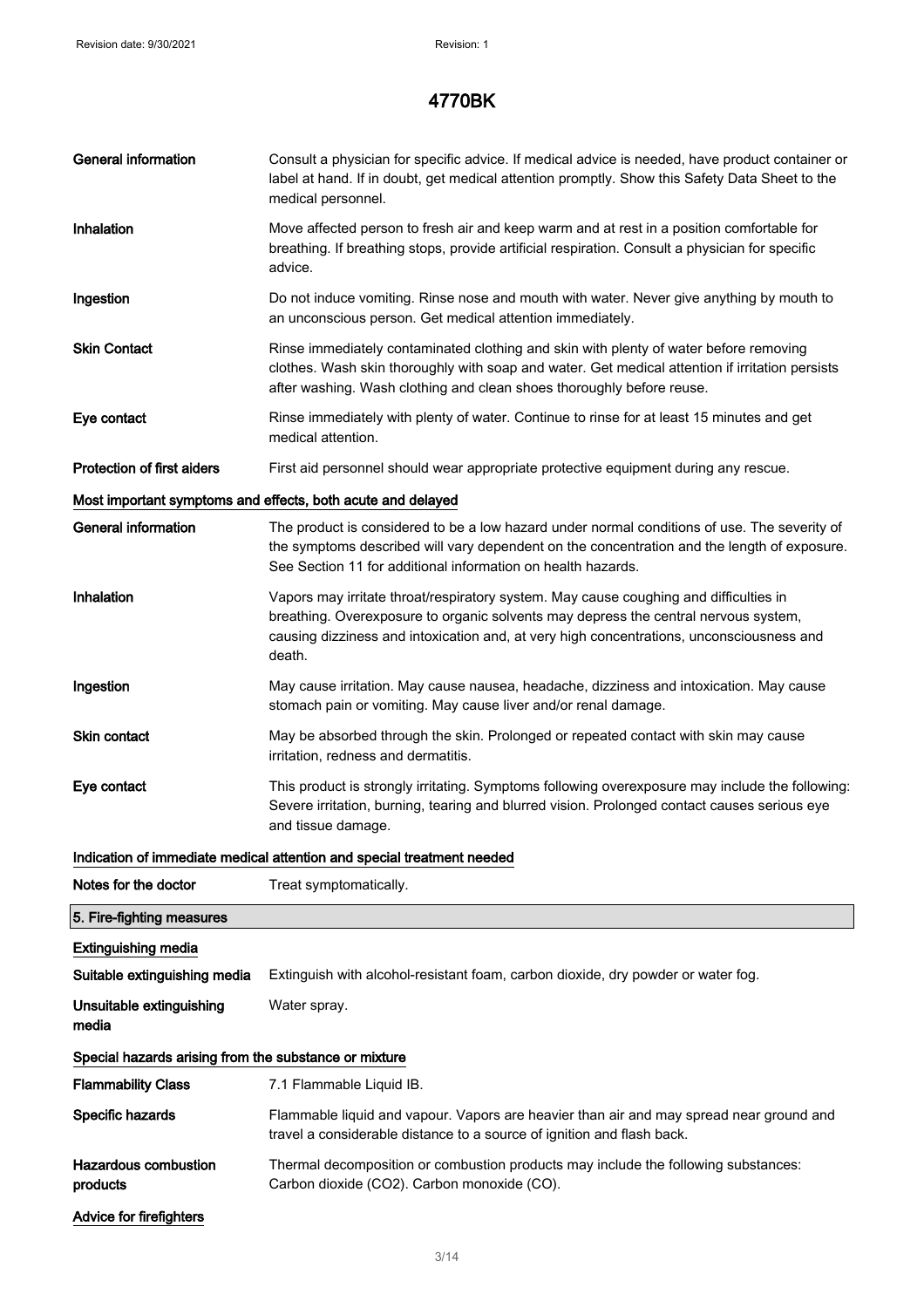# 4770BK

| | |
|---|---|
| **General information** | Consult a physician for specific advice. If medical advice is needed, have product container or label at hand. If in doubt, get medical attention promptly. Show this Safety Data Sheet to the medical personnel. |
| **Inhalation** | Move affected person to fresh air and keep warm and at rest in a position comfortable for breathing. If breathing stops, provide artificial respiration. Consult a physician for specific advice. |
| **Ingestion** | Do not induce vomiting. Rinse nose and mouth with water. Never give anything by mouth to an unconscious person. Get medical attention immediately. |
| **Skin Contact** | Rinse immediately contaminated clothing and skin with plenty of water before removing clothes. Wash skin thoroughly with soap and water. Get medical attention if irritation persists after washing. Wash clothing and clean shoes thoroughly before reuse. |
| **Eye contact** | Rinse immediately with plenty of water. Continue to rinse for at least 15 minutes and get medical attention. |
| **Protection of first aiders** | First aid personnel should wear appropriate protective equipment during any rescue. |

**Most important symptoms and effects, both acute and delayed**

| | |
|---|---|
| **General information** | The product is considered to be a low hazard under normal conditions of use. The severity of the symptoms described will vary dependent on the concentration and the length of exposure. See Section 11 for additional information on health hazards. |
| **Inhalation** | Vapors may irritate throat/respiratory system. May cause coughing and difficulties in breathing. Overexposure to organic solvents may depress the central nervous system, causing dizziness and intoxication and, at very high concentrations, unconsciousness and death. |
| **Ingestion** | May cause irritation. May cause nausea, headache, dizziness and intoxication. May cause stomach pain or vomiting. May cause liver and/or renal damage. |
| **Skin contact** | May be absorbed through the skin. Prolonged or repeated contact with skin may cause irritation, redness and dermatitis. |
| **Eye contact** | This product is strongly irritating. Symptoms following overexposure may include the following: Severe irritation, burning, tearing and blurred vision. Prolonged contact causes serious eye and tissue damage. |

**Indication of immediate medical attention and special treatment needed**

| | |
|---|---|
| **Notes for the doctor** | Treat symptomatically. |

## 5. Fire-fighting measures

**Extinguishing media**

| | |
|---|---|
| **Suitable extinguishing media** | Extinguish with alcohol-resistant foam, carbon dioxide, dry powder or water fog. |
| **Unsuitable extinguishing media** | Water spray. |

**Special hazards arising from the substance or mixture**

| | |
|---|---|
| **Flammability Class** | 7.1 Flammable Liquid IB. |
| **Specific hazards** | Flammable liquid and vapour. Vapors are heavier than air and may spread near ground and travel a considerable distance to a source of ignition and flash back. |
| **Hazardous combustion products** | Thermal decomposition or combustion products may include the following substances: Carbon dioxide ($CO_2$). Carbon monoxide (CO). |

**Advice for firefighters**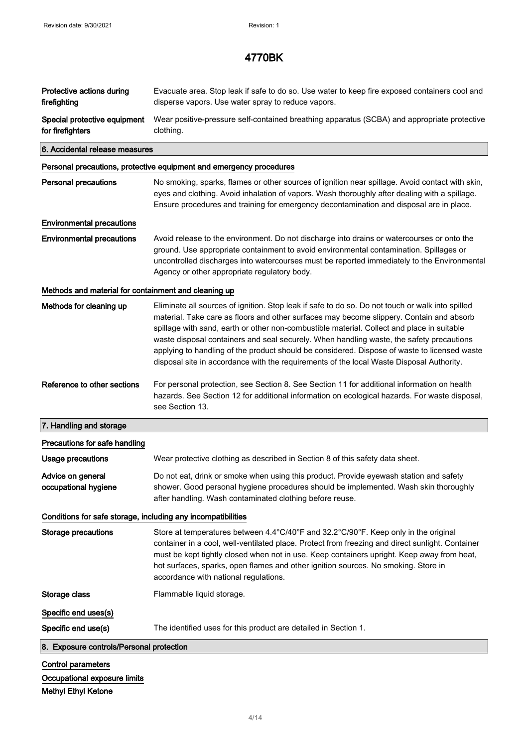| | |
|---|---|
| **Protective actions during firefighting** | Evacuate area. Stop leak if safe to do so. Use water to keep fire exposed containers cool and disperse vapors. Use water spray to reduce vapors. |
| **Special protective equipment for firefighters** | Wear positive-pressure self-contained breathing apparatus (SCBA) and appropriate protective clothing. |

## 6. Accidental release measures

### Personal precautions, protective equipment and emergency procedures

| | |
|---|---|
| **Personal precautions** | No smoking, sparks, flames or other sources of ignition near spillage. Avoid contact with skin, eyes and clothing. Avoid inhalation of vapors. Wash thoroughly after dealing with a spillage. Ensure procedures and training for emergency decontamination and disposal are in place. |

### Environmental precautions

| | |
|---|---|
| **Environmental precautions** | Avoid release to the environment. Do not discharge into drains or watercourses or onto the ground. Use appropriate containment to avoid environmental contamination. Spillages or uncontrolled discharges into watercourses must be reported immediately to the Environmental Agency or other appropriate regulatory body. |

### Methods and material for containment and cleaning up

| | |
|---|---|
| **Methods for cleaning up** | Eliminate all sources of ignition. Stop leak if safe to do so. Do not touch or walk into spilled material. Take care as floors and other surfaces may become slippery. Contain and absorb spillage with sand, earth or other non-combustible material. Collect and place in suitable waste disposal containers and seal securely. When handling waste, the safety precautions applying to handling of the product should be considered. Dispose of waste to licensed waste disposal site in accordance with the requirements of the local Waste Disposal Authority. |
| **Reference to other sections** | For personal protection, see Section 8. See Section 11 for additional information on health hazards. See Section 12 for additional information on ecological hazards. For waste disposal, see Section 13. |

## 7. Handling and storage

### Precautions for safe handling

| | |
|---|---|
| **Usage precautions** | Wear protective clothing as described in Section 8 of this safety data sheet. |
| **Advice on general occupational hygiene** | Do not eat, drink or smoke when using this product. Provide eyewash station and safety shower. Good personal hygiene procedures should be implemented. Wash skin thoroughly after handling. Wash contaminated clothing before reuse. |

### Conditions for safe storage, including any incompatibilities

| | |
|---|---|
| **Storage precautions** | Store at temperatures between 4.4°C/40°F and 32.2°C/90°F. Keep only in the original container in a cool, well-ventilated place. Protect from freezing and direct sunlight. Container must be kept tightly closed when not in use. Keep containers upright. Keep away from heat, hot surfaces, sparks, open flames and other ignition sources. No smoking. Store in accordance with national regulations. |
| **Storage class** | Flammable liquid storage. |

### Specific end uses(s)

| | |
|---|---|
| **Specific end use(s)** | The identified uses for this product are detailed in Section 1. |

## 8. Exposure controls/Personal protection

### Control parameters

### Occupational exposure limits

**Methyl Ethyl Ketone**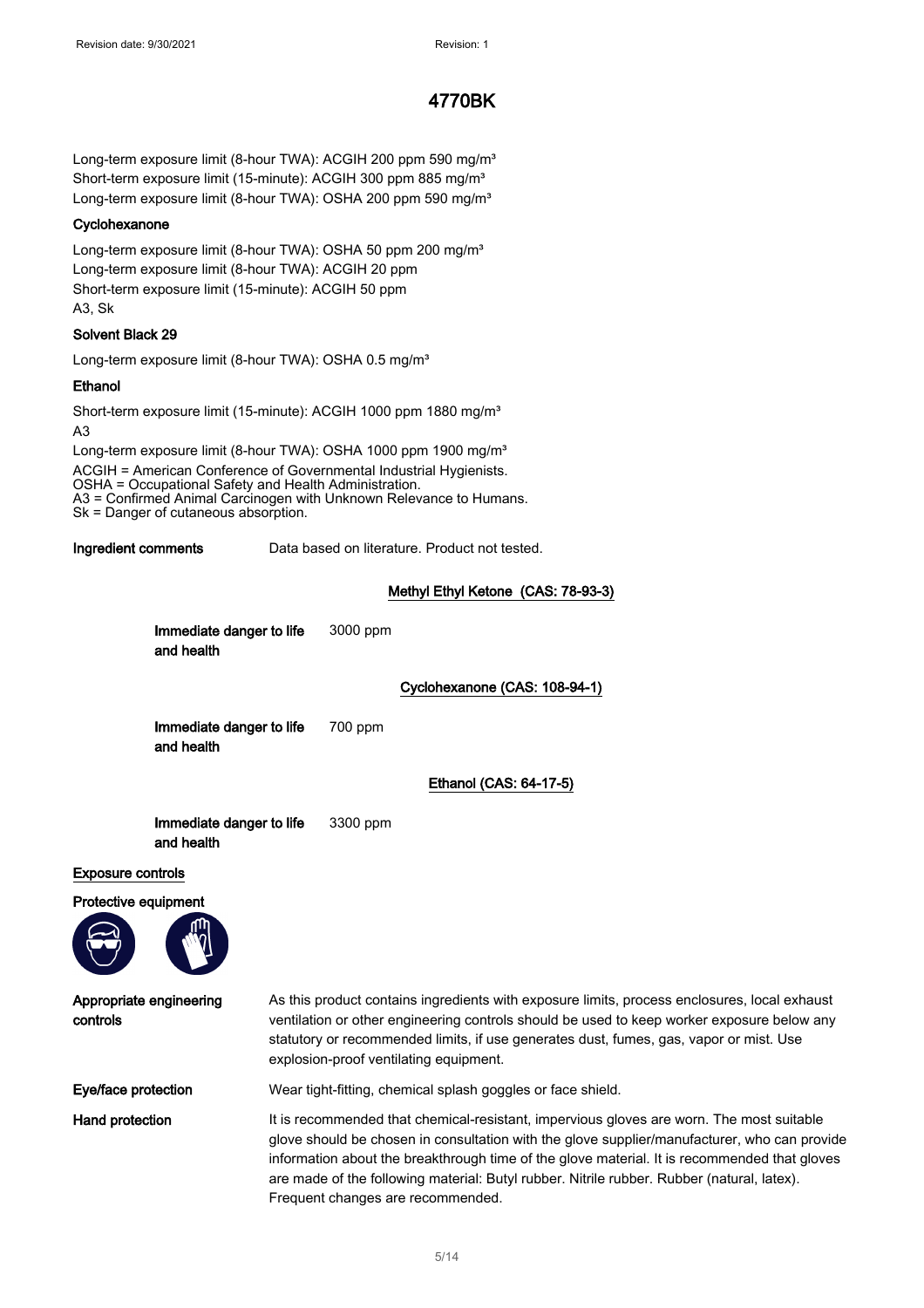Long-term exposure limit (8-hour TWA): ACGIH 200 ppm 590 mg/m³
Short-term exposure limit (15-minute): ACGIH 300 ppm 885 mg/m³
Long-term exposure limit (8-hour TWA): OSHA 200 ppm 590 mg/m³

**Cyclohexanone**

Long-term exposure limit (8-hour TWA): OSHA 50 ppm 200 mg/m³
Long-term exposure limit (8-hour TWA): ACGIH 20 ppm
Short-term exposure limit (15-minute): ACGIH 50 ppm
A3, Sk

**Solvent Black 29**

Long-term exposure limit (8-hour TWA): OSHA 0.5 mg/m³

**Ethanol**

Short-term exposure limit (15-minute): ACGIH 1000 ppm 1880 mg/m³
A3
Long-term exposure limit (8-hour TWA): OSHA 1000 ppm 1900 mg/m³

ACGIH = American Conference of Governmental Industrial Hygienists.
OSHA = Occupational Safety and Health Administration.
A3 = Confirmed Animal Carcinogen with Unknown Relevance to Humans.
Sk = Danger of cutaneous absorption.

**Ingredient comments** Data based on literature. Product not tested.

**Methyl Ethyl Ketone (CAS: 78-93-3)**

**Immediate danger to life and health** 3000 ppm

**Cyclohexanone (CAS: 108-94-1)**

**Immediate danger to life and health** 700 ppm

**Ethanol (CAS: 64-17-5)**

**Immediate danger to life and health** 3300 ppm

## Exposure controls

**Protective equipment**

**Appropriate engineering controls** As this product contains ingredients with exposure limits, process enclosures, local exhaust ventilation or other engineering controls should be used to keep worker exposure below any statutory or recommended limits, if use generates dust, fumes, gas, vapor or mist. Use explosion-proof ventilating equipment.

**Eye/face protection** Wear tight-fitting, chemical splash goggles or face shield.

**Hand protection** It is recommended that chemical-resistant, impervious gloves are worn. The most suitable glove should be chosen in consultation with the glove supplier/manufacturer, who can provide information about the breakthrough time of the glove material. It is recommended that gloves are made of the following material: Butyl rubber. Nitrile rubber. Rubber (natural, latex). Frequent changes are recommended.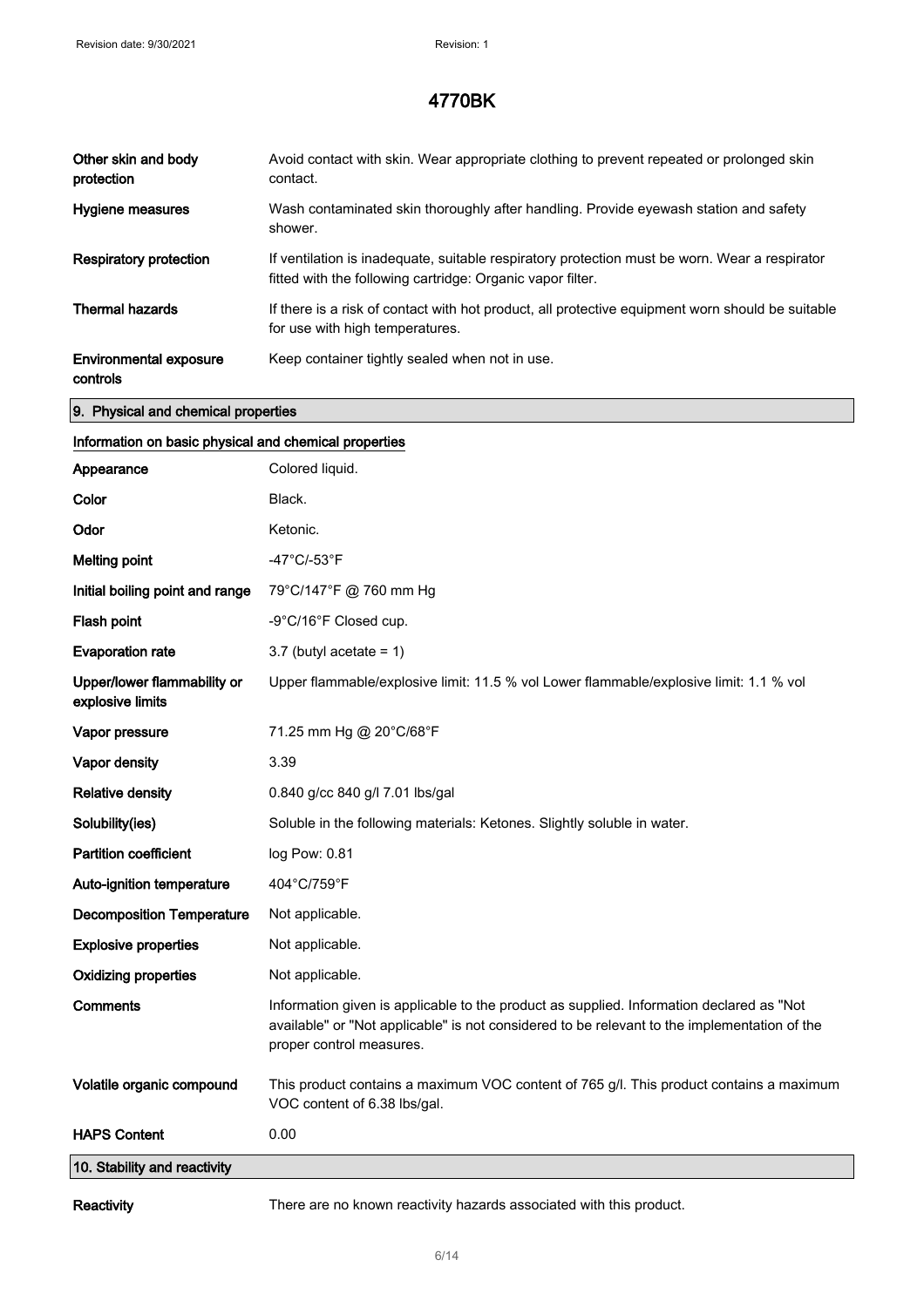# 4770BK

| | |
|---|---|
| **Other skin and body protection** | Avoid contact with skin. Wear appropriate clothing to prevent repeated or prolonged skin contact. |
| **Hygiene measures** | Wash contaminated skin thoroughly after handling. Provide eyewash station and safety shower. |
| **Respiratory protection** | If ventilation is inadequate, suitable respiratory protection must be worn. Wear a respirator fitted with the following cartridge: Organic vapor filter. |
| **Thermal hazards** | If there is a risk of contact with hot product, all protective equipment worn should be suitable for use with high temperatures. |
| **Environmental exposure controls** | Keep container tightly sealed when not in use. |

## 9. Physical and chemical properties

### Information on basic physical and chemical properties

| | |
|---|---|
| **Appearance** | Colored liquid. |
| **Color** | Black. |
| **Odor** | Ketonic. |
| **Melting point** | -47°C/-53°F |
| **Initial boiling point and range** | 79°C/147°F @ 760 mm Hg |
| **Flash point** | -9°C/16°F Closed cup. |
| **Evaporation rate** | 3.7 (butyl acetate = 1) |
| **Upper/lower flammability or explosive limits** | Upper flammable/explosive limit: 11.5 % vol Lower flammable/explosive limit: 1.1 % vol |
| **Vapor pressure** | 71.25 mm Hg @ 20°C/68°F |
| **Vapor density** | 3.39 |
| **Relative density** | 0.840 g/cc 840 g/l 7.01 lbs/gal |
| **Solubility(ies)** | Soluble in the following materials: Ketones. Slightly soluble in water. |
| **Partition coefficient** | log Pow: 0.81 |
| **Auto-ignition temperature** | 404°C/759°F |
| **Decomposition Temperature** | Not applicable. |
| **Explosive properties** | Not applicable. |
| **Oxidizing properties** | Not applicable. |
| **Comments** | Information given is applicable to the product as supplied. Information declared as "Not available" or "Not applicable" is not considered to be relevant to the implementation of the proper control measures. |
| **Volatile organic compound** | This product contains a maximum VOC content of 765 g/l. This product contains a maximum VOC content of 6.38 lbs/gal. |
| **HAPS Content** | 0.00 |

## 10. Stability and reactivity

| | |
|---|---|
| **Reactivity** | There are no known reactivity hazards associated with this product. |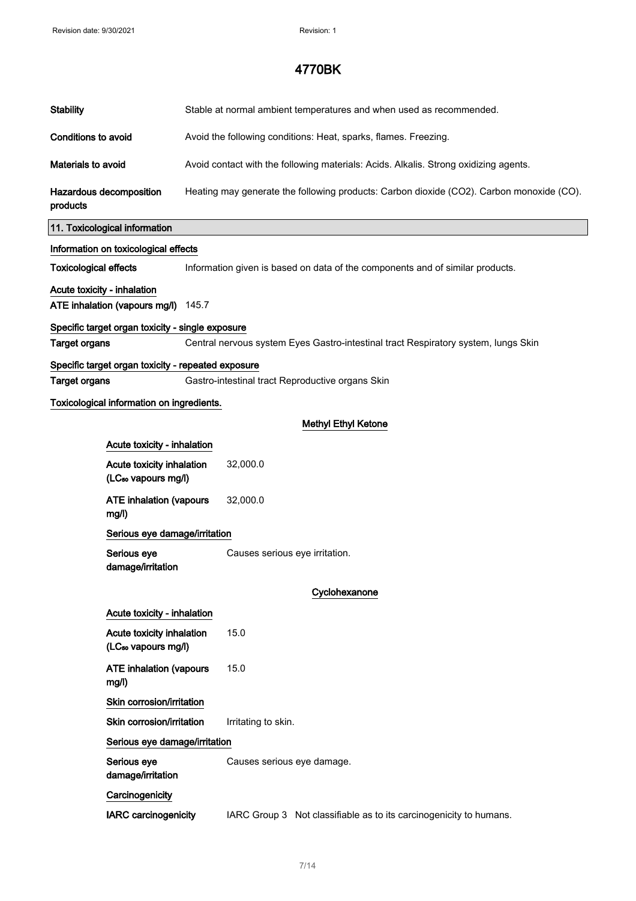# 4770BK

| | |
|---|---|
| **Stability** | Stable at normal ambient temperatures and when used as recommended. |
| **Conditions to avoid** | Avoid the following conditions: Heat, sparks, flames. Freezing. |
| **Materials to avoid** | Avoid contact with the following materials: Acids. Alkalis. Strong oxidizing agents. |
| **Hazardous decomposition products** | Heating may generate the following products: Carbon dioxide ($CO_2$). Carbon monoxide (CO). |

## 11. Toxicological information

### Information on toxicological effects

**Toxicological effects** Information given is based on data of the components and of similar products.

**Acute toxicity - inhalation**

**ATE inhalation (vapours mg/l)** 145.7

**Specific target organ toxicity - single exposure**

**Target organs** Central nervous system Eyes Gastro-intestinal tract Respiratory system, lungs Skin

**Specific target organ toxicity - repeated exposure**

**Target organs** Gastro-intestinal tract Reproductive organs Skin

**Toxicological information on ingredients.**

#### Methyl Ethyl Ketone

**Acute toxicity - inhalation**

**Acute toxicity inhalation ($LC_{50}$ vapours mg/l)** 32,000.0

**ATE inhalation (vapours mg/l)** 32,000.0

**Serious eye damage/irritation**

**Serious eye damage/irritation** Causes serious eye irritation.

#### Cyclohexanone

**Acute toxicity - inhalation**

**Acute toxicity inhalation ($LC_{50}$ vapours mg/l)** 15.0

**ATE inhalation (vapours mg/l)** 15.0

**Skin corrosion/irritation**

**Skin corrosion/irritation** Irritating to skin.

**Serious eye damage/irritation**

**Serious eye damage/irritation** Causes serious eye damage.

**Carcinogenicity**

**IARC carcinogenicity** IARC Group 3 Not classifiable as to its carcinogenicity to humans.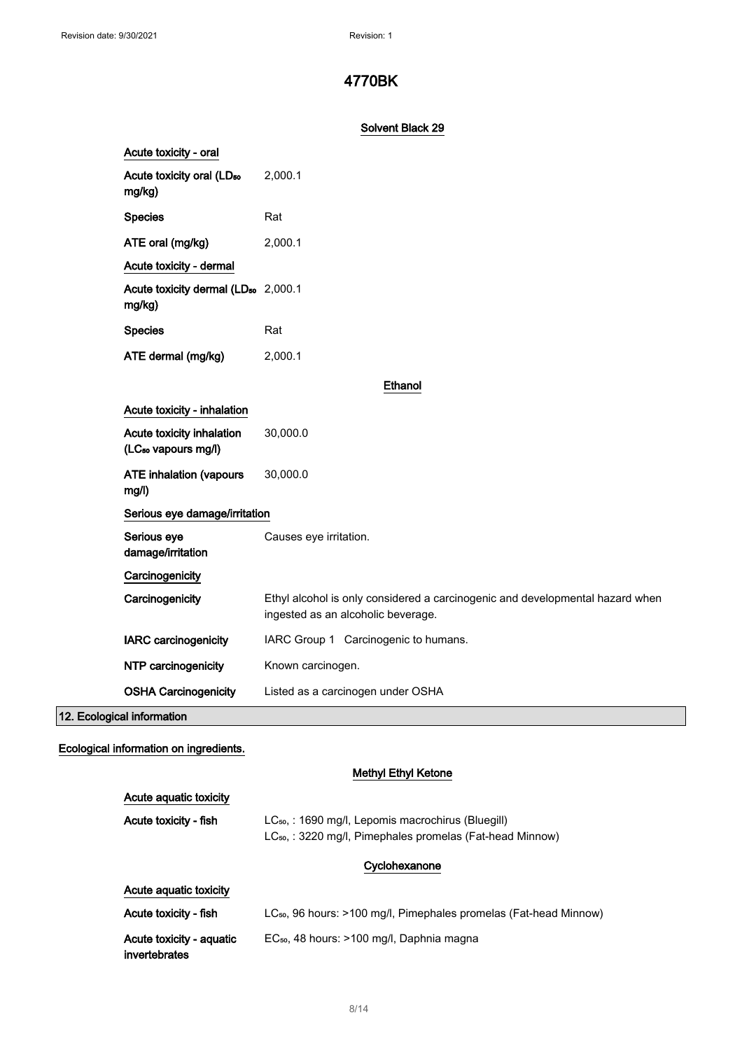# 4770BK

### Solvent Black 29

**Acute toxicity - oral**

| | |
|---|---|
| **Acute toxicity oral ($LD_{50}$ mg/kg)** | 2,000.1 |
| **Species** | Rat |
| **ATE oral (mg/kg)** | 2,000.1 |

**Acute toxicity - dermal**

| | |
|---|---|
| **Acute toxicity dermal ($LD_{50}$ mg/kg)** | 2,000.1 |
| **Species** | Rat |
| **ATE dermal (mg/kg)** | 2,000.1 |

### Ethanol

**Acute toxicity - inhalation**

| | |
|---|---|
| **Acute toxicity inhalation ($LC_{50}$ vapours mg/l)** | 30,000.0 |
| **ATE inhalation (vapours mg/l)** | 30,000.0 |

**Serious eye damage/irritation**

| | |
|---|---|
| **Serious eye damage/irritation** | Causes eye irritation. |

**Carcinogenicity**

| | |
|---|---|
| **Carcinogenicity** | Ethyl alcohol is only considered a carcinogenic and developmental hazard when ingested as an alcoholic beverage. |
| **IARC carcinogenicity** | IARC Group 1 Carcinogenic to humans. |
| **NTP carcinogenicity** | Known carcinogen. |
| **OSHA Carcinogenicity** | Listed as a carcinogen under OSHA |

## 12. Ecological information

**Ecological information on ingredients.**

### Methyl Ethyl Ketone

**Acute aquatic toxicity**

| | |
|---|---|
| **Acute toxicity - fish** | $LC_{50}$, : 1690 mg/l, Lepomis macrochirus (Bluegill)<br>$LC_{50}$, : 3220 mg/l, Pimephales promelas (Fat-head Minnow) |

### Cyclohexanone

**Acute aquatic toxicity**

| | |
|---|---|
| **Acute toxicity - fish** | $LC_{50}$, 96 hours: >100 mg/l, Pimephales promelas (Fat-head Minnow) |
| **Acute toxicity - aquatic invertebrates** | $EC_{50}$, 48 hours: >100 mg/l, Daphnia magna |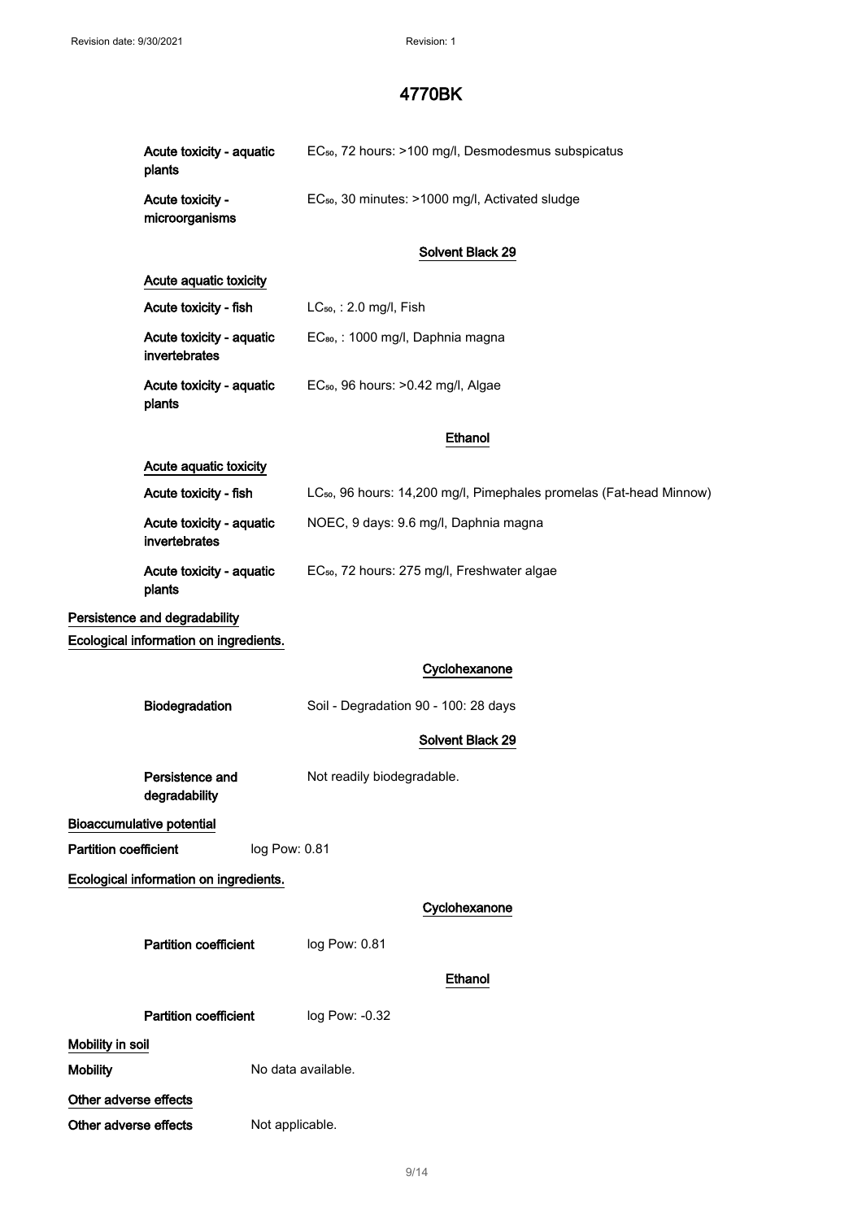# 4770BK

| | |
|---|---|
| Acute toxicity - aquatic plants | $EC_{50}$, 72 hours: >100 mg/l, Desmodesmus subspicatus |
| Acute toxicity - microorganisms | $EC_{50}$, 30 minutes: >1000 mg/l, Activated sludge |

### Solvent Black 29

**Acute aquatic toxicity**

| | |
|---|---|
| Acute toxicity - fish | $LC_{50}$, : 2.0 mg/l, Fish |
| Acute toxicity - aquatic invertebrates | $EC_{80}$, : 1000 mg/l, Daphnia magna |
| Acute toxicity - aquatic plants | $EC_{50}$, 96 hours: >0.42 mg/l, Algae |

### Ethanol

**Acute aquatic toxicity**

| | |
|---|---|
| Acute toxicity - fish | $LC_{50}$, 96 hours: 14,200 mg/l, Pimephales promelas (Fat-head Minnow) |
| Acute toxicity - aquatic invertebrates | NOEC, 9 days: 9.6 mg/l, Daphnia magna |
| Acute toxicity - aquatic plants | $EC_{50}$, 72 hours: 275 mg/l, Freshwater algae |

## Persistence and degradability

**Ecological information on ingredients.**

### Cyclohexanone

| | |
|---|---|
| Biodegradation | Soil - Degradation 90 - 100: 28 days |

### Solvent Black 29

| | |
|---|---|
| Persistence and degradability | Not readily biodegradable. |

## Bioaccumulative potential

| | |
|---|---|
| Partition coefficient | log Pow: 0.81 |

**Ecological information on ingredients.**

### Cyclohexanone

| | |
|---|---|
| Partition coefficient | log Pow: 0.81 |

### Ethanol

| | |
|---|---|
| Partition coefficient | log Pow: -0.32 |

## Mobility in soil

| | |
|---|---|
| Mobility | No data available. |

## Other adverse effects

| | |
|---|---|
| Other adverse effects | Not applicable. |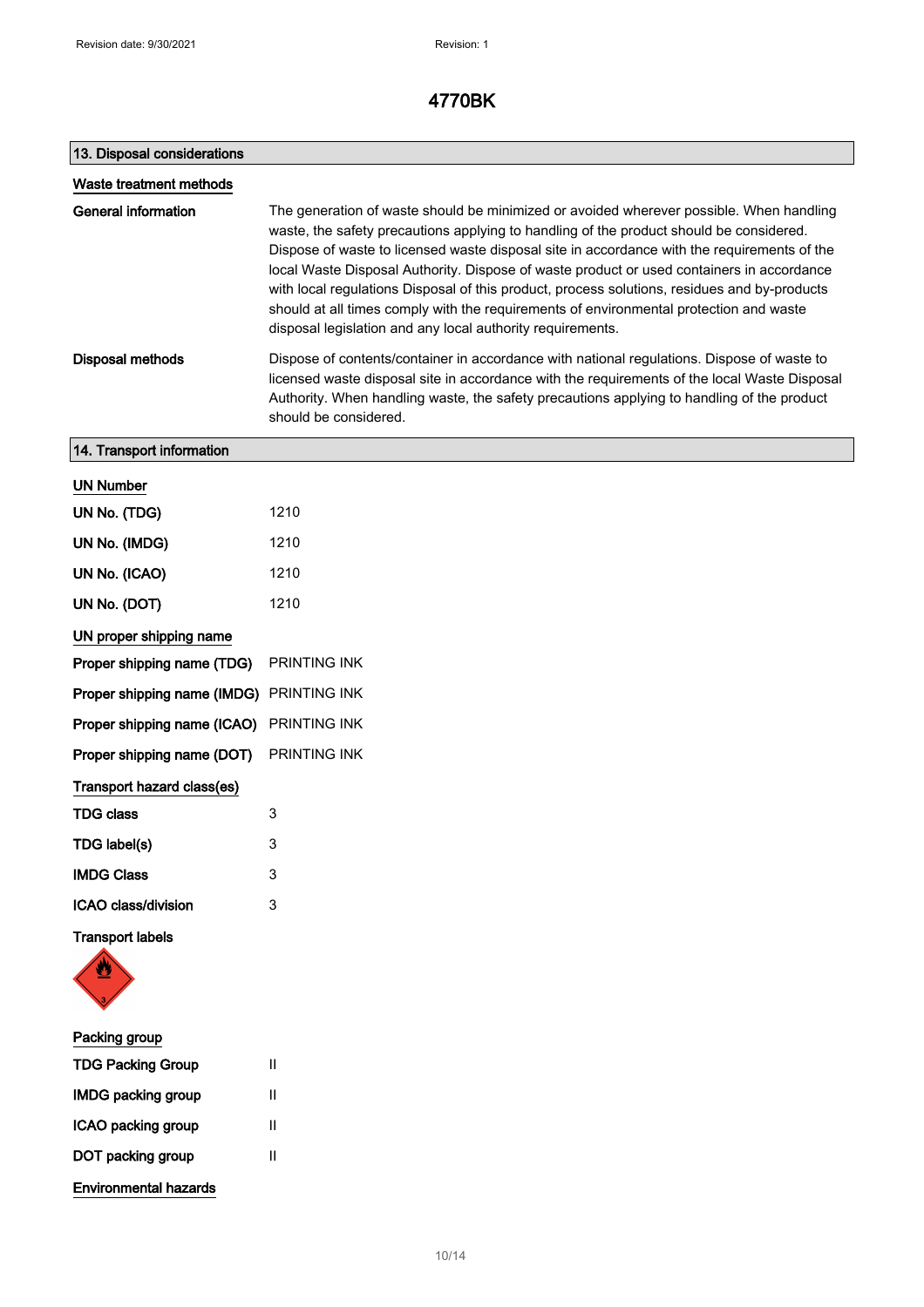# 4770BK

## 13. Disposal considerations

### Waste treatment methods

**General information** The generation of waste should be minimized or avoided wherever possible. When handling waste, the safety precautions applying to handling of the product should be considered. Dispose of waste to licensed waste disposal site in accordance with the requirements of the local Waste Disposal Authority. Dispose of waste product or used containers in accordance with local regulations Disposal of this product, process solutions, residues and by-products should at all times comply with the requirements of environmental protection and waste disposal legislation and any local authority requirements.

**Disposal methods** Dispose of contents/container in accordance with national regulations. Dispose of waste to licensed waste disposal site in accordance with the requirements of the local Waste Disposal Authority. When handling waste, the safety precautions applying to handling of the product should be considered.

## 14. Transport information

### UN Number

| | |
|---|---|
| **UN No. (TDG)** | 1210 |
| **UN No. (IMDG)** | 1210 |
| **UN No. (ICAO)** | 1210 |
| **UN No. (DOT)** | 1210 |

### UN proper shipping name

| | |
|---|---|
| **Proper shipping name (TDG)** | PRINTING INK |
| **Proper shipping name (IMDG)** | PRINTING INK |
| **Proper shipping name (ICAO)** | PRINTING INK |
| **Proper shipping name (DOT)** | PRINTING INK |

### Transport hazard class(es)

| | |
|---|---|
| **TDG class** | 3 |
| **TDG label(s)** | 3 |
| **IMDG Class** | 3 |
| **ICAO class/division** | 3 |

**Transport labels**

### Packing group

| | |
|---|---|
| **TDG Packing Group** | II |
| **IMDG packing group** | II |
| **ICAO packing group** | II |
| **DOT packing group** | II |

### Environmental hazards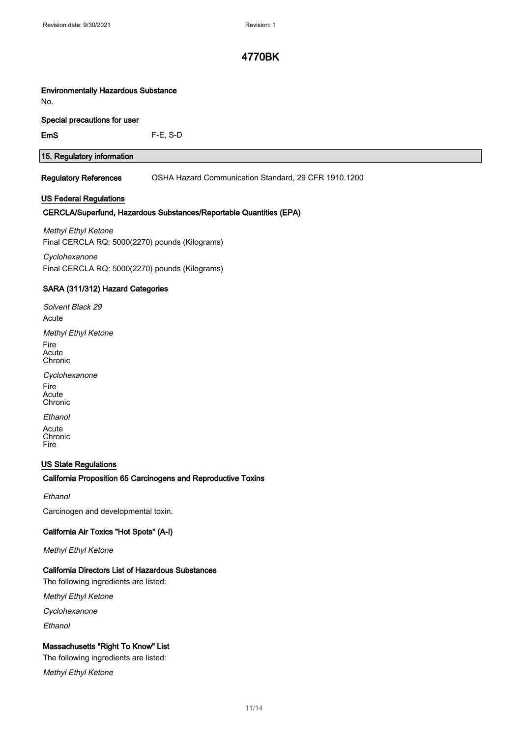**Environmentally Hazardous Substance**

No.

**Special precautions for user**

**EmS** F-E, S-D

## 15. Regulatory information

**Regulatory References** OSHA Hazard Communication Standard, 29 CFR 1910.1200

### US Federal Regulations

#### CERCLA/Superfund, Hazardous Substances/Reportable Quantities (EPA)

*Methyl Ethyl Ketone*

Final CERCLA RQ: 5000(2270) pounds (Kilograms)

*Cyclohexanone*

Final CERCLA RQ: 5000(2270) pounds (Kilograms)

#### SARA (311/312) Hazard Categories

*Solvent Black 29*

Acute

*Methyl Ethyl Ketone*

Fire
Acute
Chronic

*Cyclohexanone*

Fire
Acute
Chronic

*Ethanol*

Acute
Chronic
Fire

### US State Regulations

#### California Proposition 65 Carcinogens and Reproductive Toxins

*Ethanol*

Carcinogen and developmental toxin.

#### California Air Toxics "Hot Spots" (A-I)

*Methyl Ethyl Ketone*

#### California Directors List of Hazardous Substances

The following ingredients are listed:

*Methyl Ethyl Ketone*

*Cyclohexanone*

*Ethanol*

#### Massachusetts "Right To Know" List

The following ingredients are listed:

*Methyl Ethyl Ketone*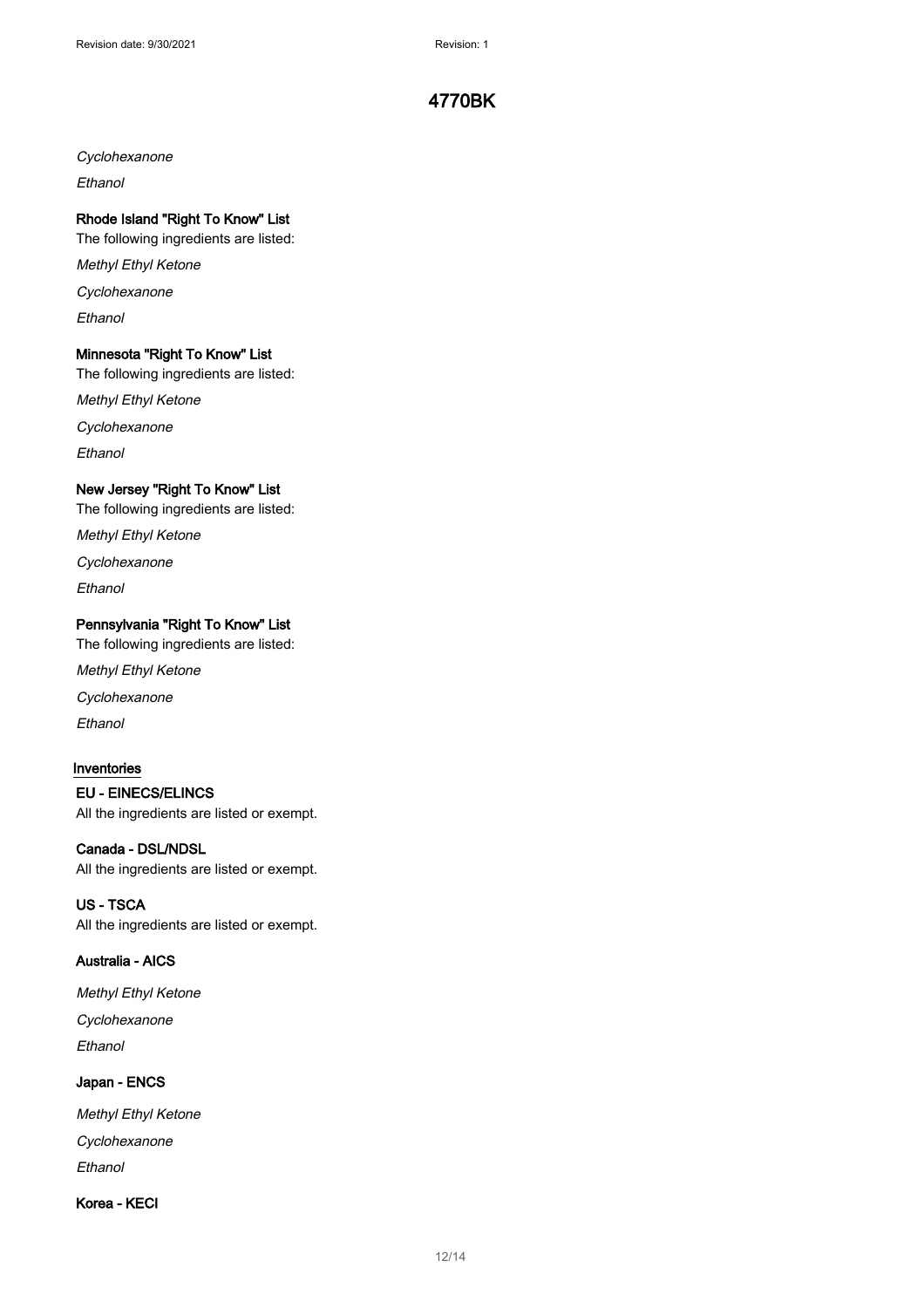*Cyclohexanone*

*Ethanol*

**Rhode Island "Right To Know" List**

The following ingredients are listed:

*Methyl Ethyl Ketone*

*Cyclohexanone*

*Ethanol*

**Minnesota "Right To Know" List**

The following ingredients are listed:

*Methyl Ethyl Ketone*

*Cyclohexanone*

*Ethanol*

**New Jersey "Right To Know" List**

The following ingredients are listed:

*Methyl Ethyl Ketone*

*Cyclohexanone*

*Ethanol*

**Pennsylvania "Right To Know" List**

The following ingredients are listed:

*Methyl Ethyl Ketone*

*Cyclohexanone*

*Ethanol*

## Inventories

**EU - EINECS/ELINCS**

All the ingredients are listed or exempt.

**Canada - DSL/NDSL**

All the ingredients are listed or exempt.

**US - TSCA**

All the ingredients are listed or exempt.

**Australia - AICS**

*Methyl Ethyl Ketone*

*Cyclohexanone*

*Ethanol*

**Japan - ENCS**

*Methyl Ethyl Ketone*

*Cyclohexanone*

*Ethanol*

**Korea - KECI**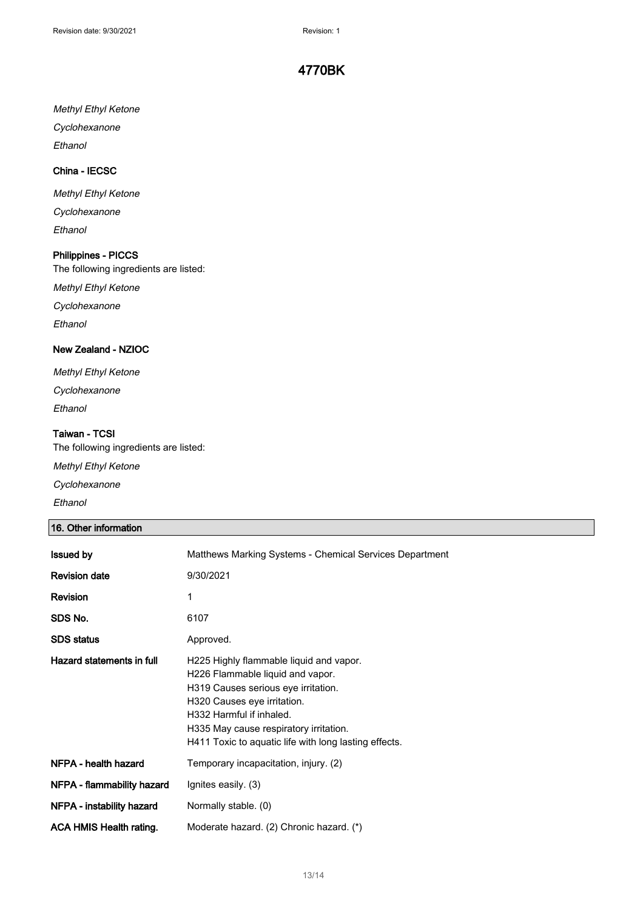*Methyl Ethyl Ketone*

*Cyclohexanone*

*Ethanol*

### China - IECSC

*Methyl Ethyl Ketone*

*Cyclohexanone*

*Ethanol*

### Philippines - PICCS

The following ingredients are listed:

*Methyl Ethyl Ketone*

*Cyclohexanone*

*Ethanol*

### New Zealand - NZIOC

*Methyl Ethyl Ketone*

*Cyclohexanone*

*Ethanol*

### Taiwan - TCSI

The following ingredients are listed:

*Methyl Ethyl Ketone*

*Cyclohexanone*

*Ethanol*

## 16. Other information

| | |
|---|---|
| **Issued by** | Matthews Marking Systems - Chemical Services Department |
| **Revision date** | 9/30/2021 |
| **Revision** | 1 |
| **SDS No.** | 6107 |
| **SDS status** | Approved. |
| **Hazard statements in full** | H225 Highly flammable liquid and vapor.<br>H226 Flammable liquid and vapor.<br>H319 Causes serious eye irritation.<br>H320 Causes eye irritation.<br>H332 Harmful if inhaled.<br>H335 May cause respiratory irritation.<br>H411 Toxic to aquatic life with long lasting effects. |
| **NFPA - health hazard** | Temporary incapacitation, injury. (2) |
| **NFPA - flammability hazard** | Ignites easily. (3) |
| **NFPA - instability hazard** | Normally stable. (0) |
| **ACA HMIS Health rating.** | Moderate hazard. (2) Chronic hazard. (*) |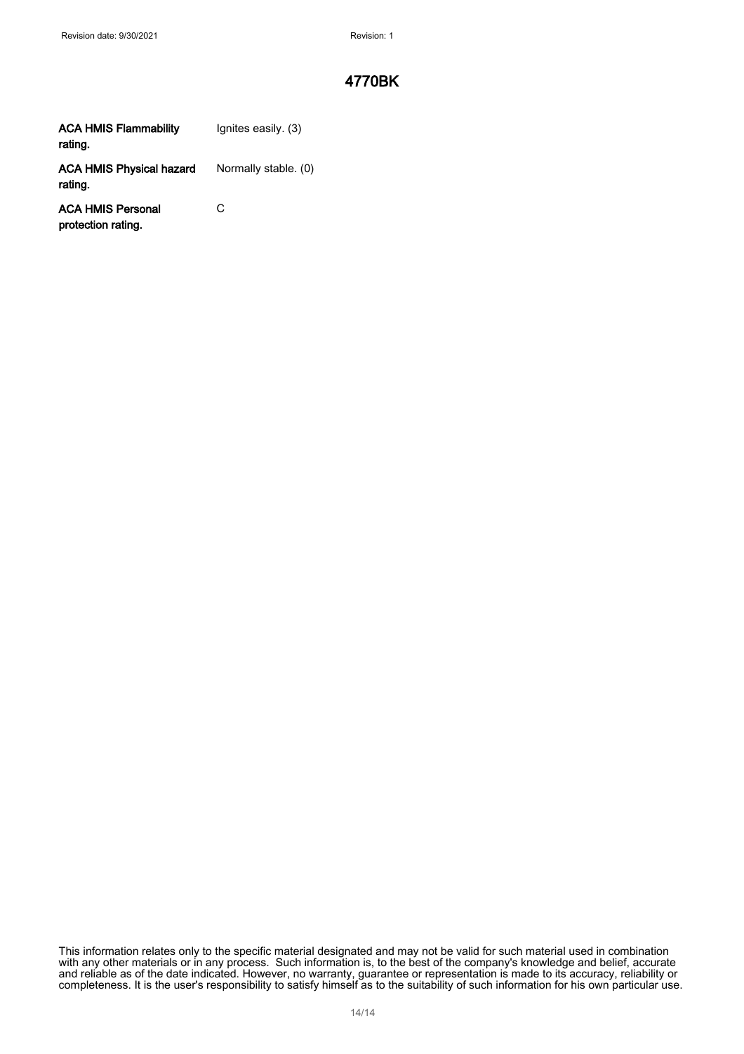| | |
|---|---|
| **ACA HMIS Flammability rating.** | Ignites easily. (3) |
| **ACA HMIS Physical hazard rating.** | Normally stable. (0) |
| **ACA HMIS Personal protection rating.** | C |

This information relates only to the specific material designated and may not be valid for such material used in combination with any other materials or in any process. Such information is, to the best of the company's knowledge and belief, accurate and reliable as of the date indicated. However, no warranty, guarantee or representation is made to its accuracy, reliability or completeness. It is the user's responsibility to satisfy himself as to the suitability of such information for his own particular use.